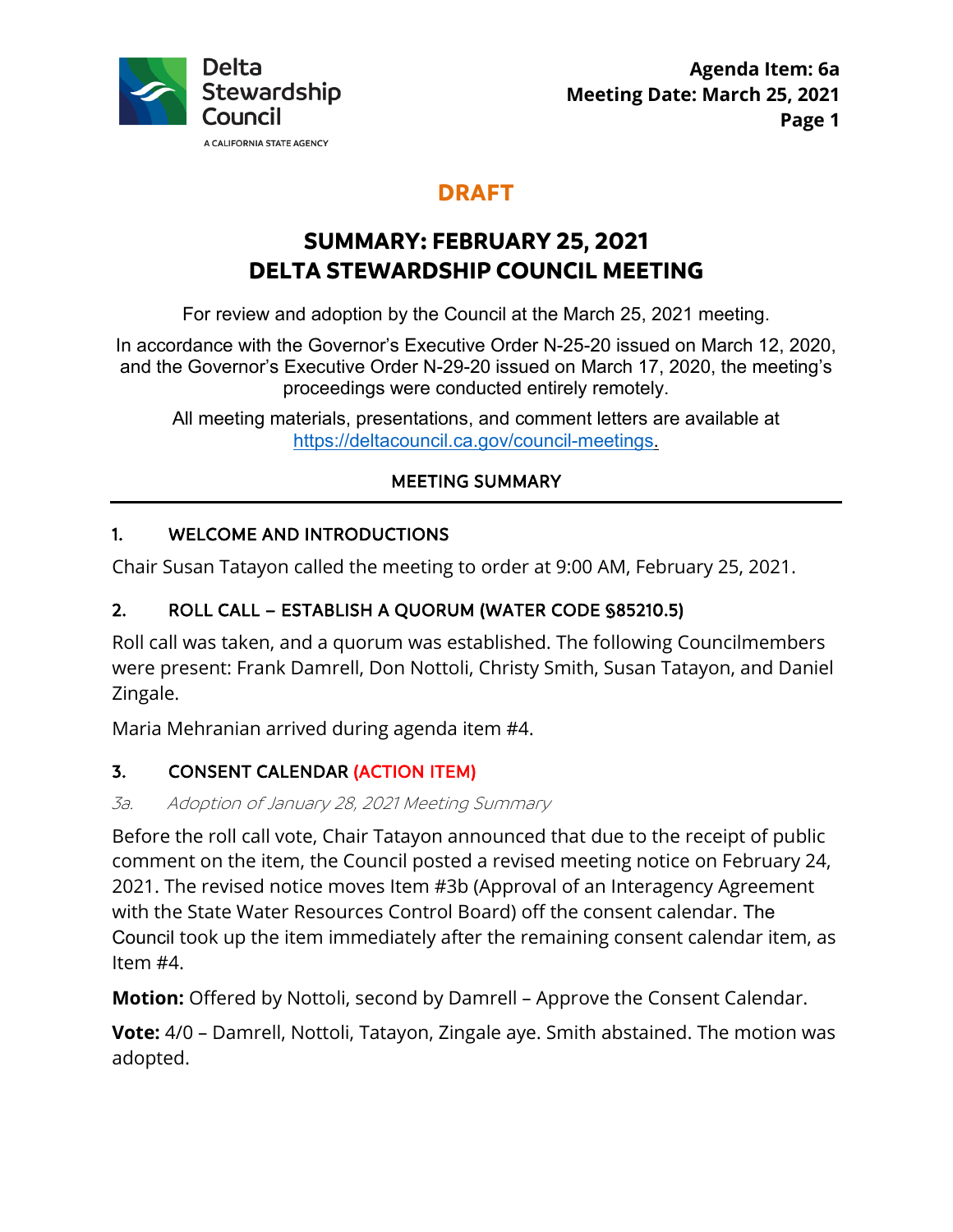Agenda Item: 6a
Meeting Date: March 25, 2021

**DRAFT**

# SUMMARY: FEBRUARY 25, 2021
# DELTA STEWARDSHIP COUNCIL MEETING

For review and adoption by the Council at the March 25, 2021 meeting.

In accordance with the Governor's Executive Order N-25-20 issued on March 12, 2020, and the Governor's Executive Order N-29-20 issued on March 17, 2020, the meeting's proceedings were conducted entirely remotely.

All meeting materials, presentations, and comment letters are available at https://deltacouncil.ca.gov/council-meetings.

## MEETING SUMMARY

### 1. WELCOME AND INTRODUCTIONS

Chair Susan Tatayon called the meeting to order at 9:00 AM, February 25, 2021.

### 2. ROLL CALL – ESTABLISH A QUORUM (WATER CODE §85210.5)

Roll call was taken, and a quorum was established. The following Councilmembers were present: Frank Damrell, Don Nottoli, Christy Smith, Susan Tatayon, and Daniel Zingale.

Maria Mehranian arrived during agenda item #4.

### 3. CONSENT CALENDAR (ACTION ITEM)

*3a. Adoption of January 28, 2021 Meeting Summary*

Before the roll call vote, Chair Tatayon announced that due to the receipt of public comment on the item, the Council posted a revised meeting notice on February 24, 2021. The revised notice moves Item #3b (Approval of an Interagency Agreement with the State Water Resources Control Board) off the consent calendar. The Council took up the item immediately after the remaining consent calendar item, as Item #4.

**Motion:** Offered by Nottoli, second by Damrell – Approve the Consent Calendar.

**Vote:** 4/0 – Damrell, Nottoli, Tatayon, Zingale aye. Smith abstained. The motion was adopted.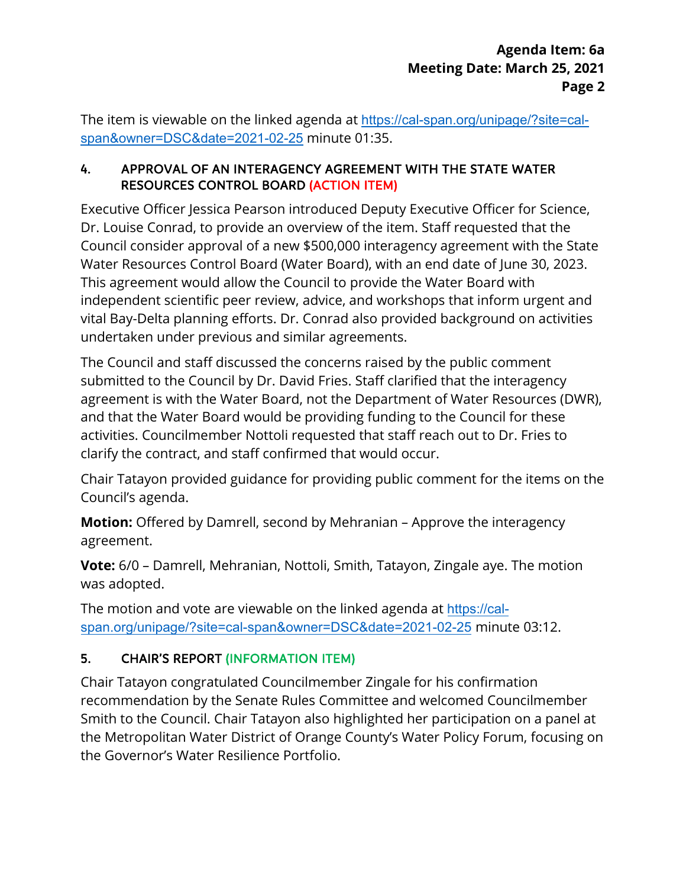The item is viewable on the linked agenda at https://cal-span.org/unipage/?site=cal-span&owner=DSC&date=2021-02-25 minute 01:35.

### 4. APPROVAL OF AN INTERAGENCY AGREEMENT WITH THE STATE WATER RESOURCES CONTROL BOARD (ACTION ITEM)

Executive Officer Jessica Pearson introduced Deputy Executive Officer for Science, Dr. Louise Conrad, to provide an overview of the item. Staff requested that the Council consider approval of a new $500,000 interagency agreement with the State Water Resources Control Board (Water Board), with an end date of June 30, 2023. This agreement would allow the Council to provide the Water Board with independent scientific peer review, advice, and workshops that inform urgent and vital Bay-Delta planning efforts. Dr. Conrad also provided background on activities undertaken under previous and similar agreements.

The Council and staff discussed the concerns raised by the public comment submitted to the Council by Dr. David Fries. Staff clarified that the interagency agreement is with the Water Board, not the Department of Water Resources (DWR), and that the Water Board would be providing funding to the Council for these activities. Councilmember Nottoli requested that staff reach out to Dr. Fries to clarify the contract, and staff confirmed that would occur.

Chair Tatayon provided guidance for providing public comment for the items on the Council's agenda.

**Motion:** Offered by Damrell, second by Mehranian – Approve the interagency agreement.

**Vote:** 6/0 – Damrell, Mehranian, Nottoli, Smith, Tatayon, Zingale aye. The motion was adopted.

The motion and vote are viewable on the linked agenda at https://cal-span.org/unipage/?site=cal-span&owner=DSC&date=2021-02-25 minute 03:12.

### 5. CHAIR'S REPORT (INFORMATION ITEM)

Chair Tatayon congratulated Councilmember Zingale for his confirmation recommendation by the Senate Rules Committee and welcomed Councilmember Smith to the Council. Chair Tatayon also highlighted her participation on a panel at the Metropolitan Water District of Orange County's Water Policy Forum, focusing on the Governor's Water Resilience Portfolio.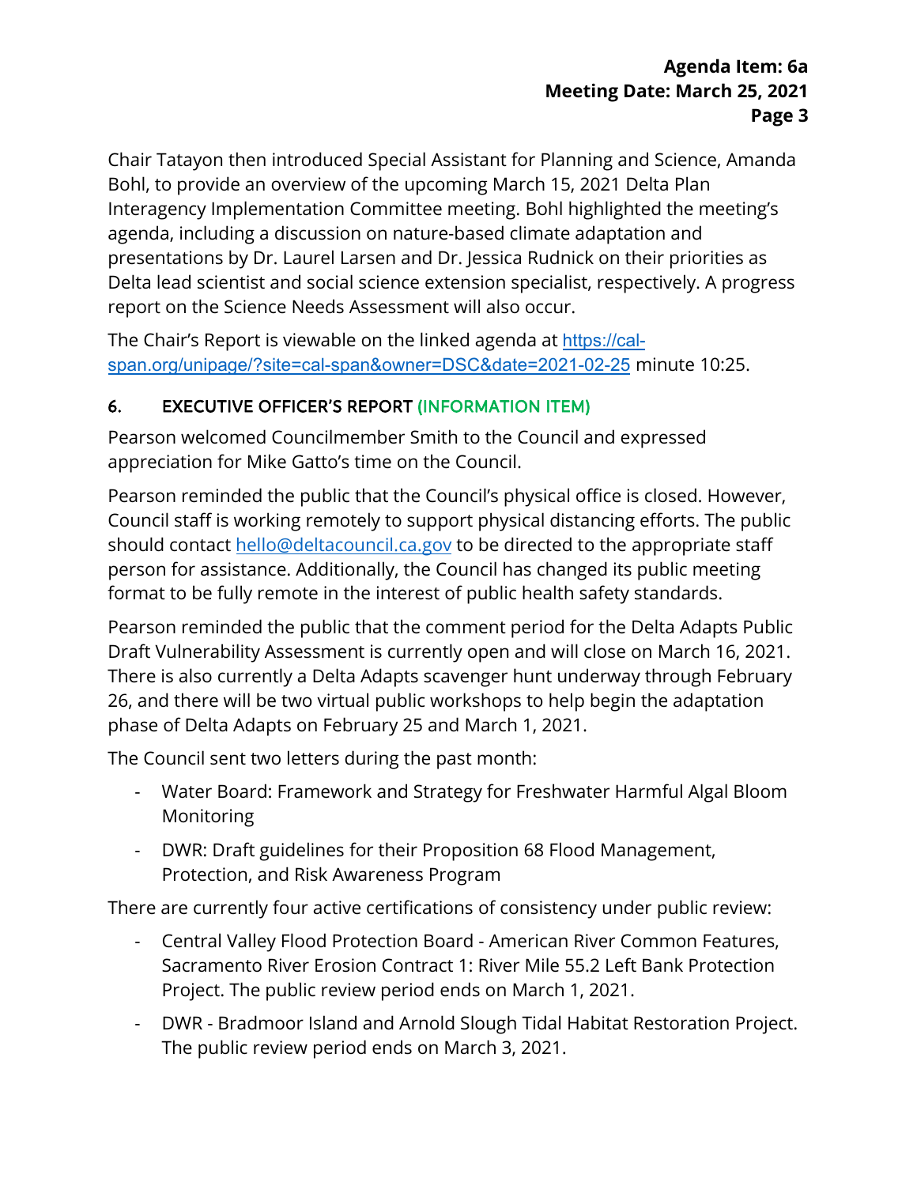Chair Tatayon then introduced Special Assistant for Planning and Science, Amanda Bohl, to provide an overview of the upcoming March 15, 2021 Delta Plan Interagency Implementation Committee meeting. Bohl highlighted the meeting's agenda, including a discussion on nature-based climate adaptation and presentations by Dr. Laurel Larsen and Dr. Jessica Rudnick on their priorities as Delta lead scientist and social science extension specialist, respectively. A progress report on the Science Needs Assessment will also occur.

The Chair's Report is viewable on the linked agenda at [https://cal-span.org/unipage/?site=cal-span&owner=DSC&date=2021-02-25](https://cal-span.org/unipage/?site=cal-span&owner=DSC&date=2021-02-25) minute 10:25.

## 6. EXECUTIVE OFFICER'S REPORT (INFORMATION ITEM)

Pearson welcomed Councilmember Smith to the Council and expressed appreciation for Mike Gatto's time on the Council.

Pearson reminded the public that the Council's physical office is closed. However, Council staff is working remotely to support physical distancing efforts. The public should contact [hello@deltacouncil.ca.gov](mailto:hello@deltacouncil.ca.gov) to be directed to the appropriate staff person for assistance. Additionally, the Council has changed its public meeting format to be fully remote in the interest of public health safety standards.

Pearson reminded the public that the comment period for the Delta Adapts Public Draft Vulnerability Assessment is currently open and will close on March 16, 2021. There is also currently a Delta Adapts scavenger hunt underway through February 26, and there will be two virtual public workshops to help begin the adaptation phase of Delta Adapts on February 25 and March 1, 2021.

The Council sent two letters during the past month:

- Water Board: Framework and Strategy for Freshwater Harmful Algal Bloom Monitoring
- DWR: Draft guidelines for their Proposition 68 Flood Management, Protection, and Risk Awareness Program

There are currently four active certifications of consistency under public review:

- Central Valley Flood Protection Board - American River Common Features, Sacramento River Erosion Contract 1: River Mile 55.2 Left Bank Protection Project. The public review period ends on March 1, 2021.
- DWR - Bradmoor Island and Arnold Slough Tidal Habitat Restoration Project. The public review period ends on March 3, 2021.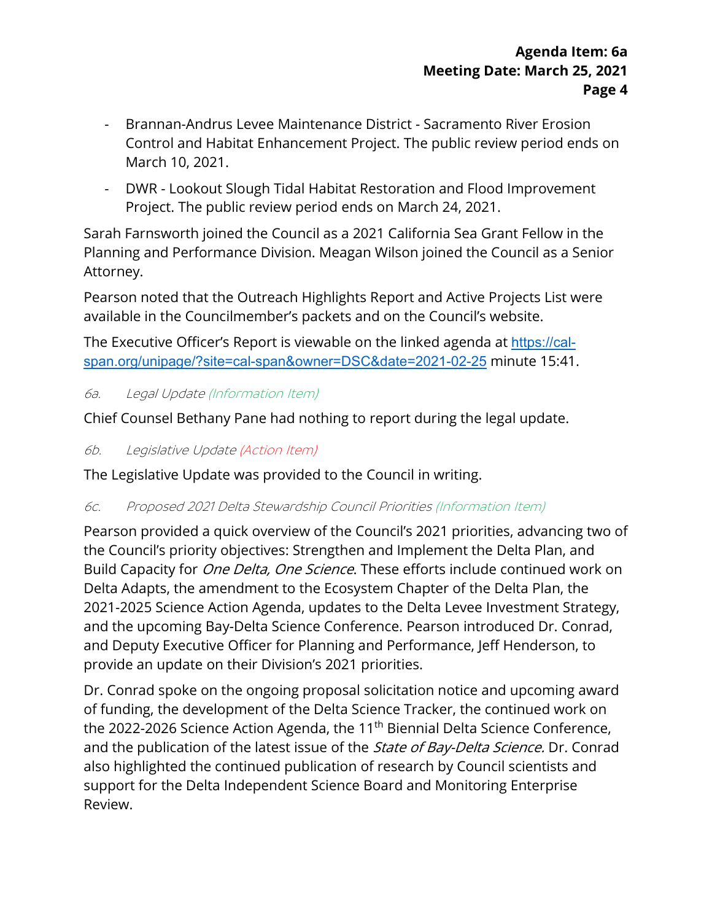- Brannan-Andrus Levee Maintenance District - Sacramento River Erosion Control and Habitat Enhancement Project. The public review period ends on March 10, 2021.
- DWR - Lookout Slough Tidal Habitat Restoration and Flood Improvement Project. The public review period ends on March 24, 2021.

Sarah Farnsworth joined the Council as a 2021 California Sea Grant Fellow in the Planning and Performance Division. Meagan Wilson joined the Council as a Senior Attorney.

Pearson noted that the Outreach Highlights Report and Active Projects List were available in the Councilmember's packets and on the Council's website.

The Executive Officer's Report is viewable on the linked agenda at https://cal-span.org/unipage/?site=cal-span&owner=DSC&date=2021-02-25 minute 15:41.

*6a. Legal Update (Information Item)*

Chief Counsel Bethany Pane had nothing to report during the legal update.

*6b. Legislative Update (Action Item)*

The Legislative Update was provided to the Council in writing.

*6c. Proposed 2021 Delta Stewardship Council Priorities (Information Item)*

Pearson provided a quick overview of the Council's 2021 priorities, advancing two of the Council's priority objectives: Strengthen and Implement the Delta Plan, and Build Capacity for *One Delta, One Science*. These efforts include continued work on Delta Adapts, the amendment to the Ecosystem Chapter of the Delta Plan, the 2021-2025 Science Action Agenda, updates to the Delta Levee Investment Strategy, and the upcoming Bay-Delta Science Conference. Pearson introduced Dr. Conrad, and Deputy Executive Officer for Planning and Performance, Jeff Henderson, to provide an update on their Division's 2021 priorities.

Dr. Conrad spoke on the ongoing proposal solicitation notice and upcoming award of funding, the development of the Delta Science Tracker, the continued work on the 2022-2026 Science Action Agenda, the 11th Biennial Delta Science Conference, and the publication of the latest issue of the *State of Bay-Delta Science.* Dr. Conrad also highlighted the continued publication of research by Council scientists and support for the Delta Independent Science Board and Monitoring Enterprise Review.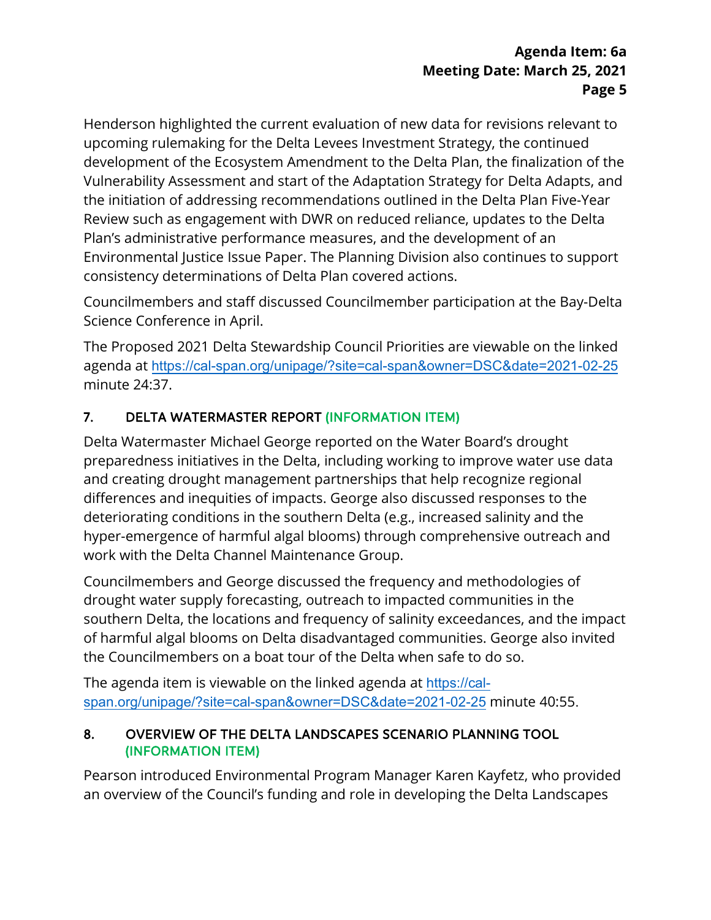Henderson highlighted the current evaluation of new data for revisions relevant to upcoming rulemaking for the Delta Levees Investment Strategy, the continued development of the Ecosystem Amendment to the Delta Plan, the finalization of the Vulnerability Assessment and start of the Adaptation Strategy for Delta Adapts, and the initiation of addressing recommendations outlined in the Delta Plan Five-Year Review such as engagement with DWR on reduced reliance, updates to the Delta Plan's administrative performance measures, and the development of an Environmental Justice Issue Paper. The Planning Division also continues to support consistency determinations of Delta Plan covered actions.

Councilmembers and staff discussed Councilmember participation at the Bay-Delta Science Conference in April.

The Proposed 2021 Delta Stewardship Council Priorities are viewable on the linked agenda at https://cal-span.org/unipage/?site=cal-span&owner=DSC&date=2021-02-25 minute 24:37.

## 7. DELTA WATERMASTER REPORT (INFORMATION ITEM)

Delta Watermaster Michael George reported on the Water Board's drought preparedness initiatives in the Delta, including working to improve water use data and creating drought management partnerships that help recognize regional differences and inequities of impacts. George also discussed responses to the deteriorating conditions in the southern Delta (e.g., increased salinity and the hyper-emergence of harmful algal blooms) through comprehensive outreach and work with the Delta Channel Maintenance Group.

Councilmembers and George discussed the frequency and methodologies of drought water supply forecasting, outreach to impacted communities in the southern Delta, the locations and frequency of salinity exceedances, and the impact of harmful algal blooms on Delta disadvantaged communities. George also invited the Councilmembers on a boat tour of the Delta when safe to do so.

The agenda item is viewable on the linked agenda at https://cal-span.org/unipage/?site=cal-span&owner=DSC&date=2021-02-25 minute 40:55.

## 8. OVERVIEW OF THE DELTA LANDSCAPES SCENARIO PLANNING TOOL (INFORMATION ITEM)

Pearson introduced Environmental Program Manager Karen Kayfetz, who provided an overview of the Council's funding and role in developing the Delta Landscapes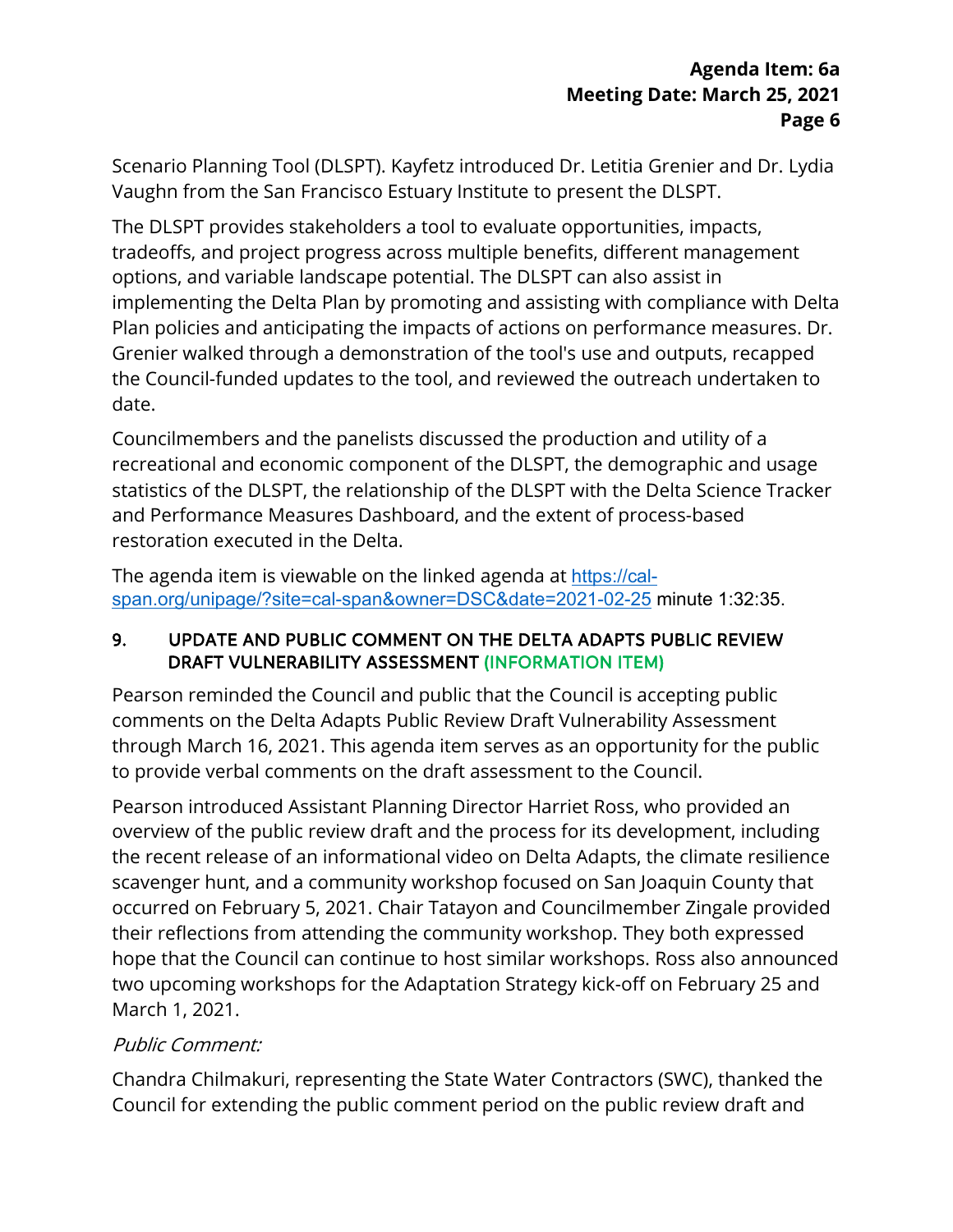Scenario Planning Tool (DLSPT). Kayfetz introduced Dr. Letitia Grenier and Dr. Lydia Vaughn from the San Francisco Estuary Institute to present the DLSPT.

The DLSPT provides stakeholders a tool to evaluate opportunities, impacts, tradeoffs, and project progress across multiple benefits, different management options, and variable landscape potential. The DLSPT can also assist in implementing the Delta Plan by promoting and assisting with compliance with Delta Plan policies and anticipating the impacts of actions on performance measures. Dr. Grenier walked through a demonstration of the tool's use and outputs, recapped the Council-funded updates to the tool, and reviewed the outreach undertaken to date.

Councilmembers and the panelists discussed the production and utility of a recreational and economic component of the DLSPT, the demographic and usage statistics of the DLSPT, the relationship of the DLSPT with the Delta Science Tracker and Performance Measures Dashboard, and the extent of process-based restoration executed in the Delta.

The agenda item is viewable on the linked agenda at [https://cal-span.org/unipage/?site=cal-span&owner=DSC&date=2021-02-25](https://cal-span.org/unipage/?site=cal-span&owner=DSC&date=2021-02-25) minute 1:32:35.

## 9. UPDATE AND PUBLIC COMMENT ON THE DELTA ADAPTS PUBLIC REVIEW DRAFT VULNERABILITY ASSESSMENT (INFORMATION ITEM)

Pearson reminded the Council and public that the Council is accepting public comments on the Delta Adapts Public Review Draft Vulnerability Assessment through March 16, 2021. This agenda item serves as an opportunity for the public to provide verbal comments on the draft assessment to the Council.

Pearson introduced Assistant Planning Director Harriet Ross, who provided an overview of the public review draft and the process for its development, including the recent release of an informational video on Delta Adapts, the climate resilience scavenger hunt, and a community workshop focused on San Joaquin County that occurred on February 5, 2021. Chair Tatayon and Councilmember Zingale provided their reflections from attending the community workshop. They both expressed hope that the Council can continue to host similar workshops. Ross also announced two upcoming workshops for the Adaptation Strategy kick-off on February 25 and March 1, 2021.

*Public Comment:*

Chandra Chilmakuri, representing the State Water Contractors (SWC), thanked the Council for extending the public comment period on the public review draft and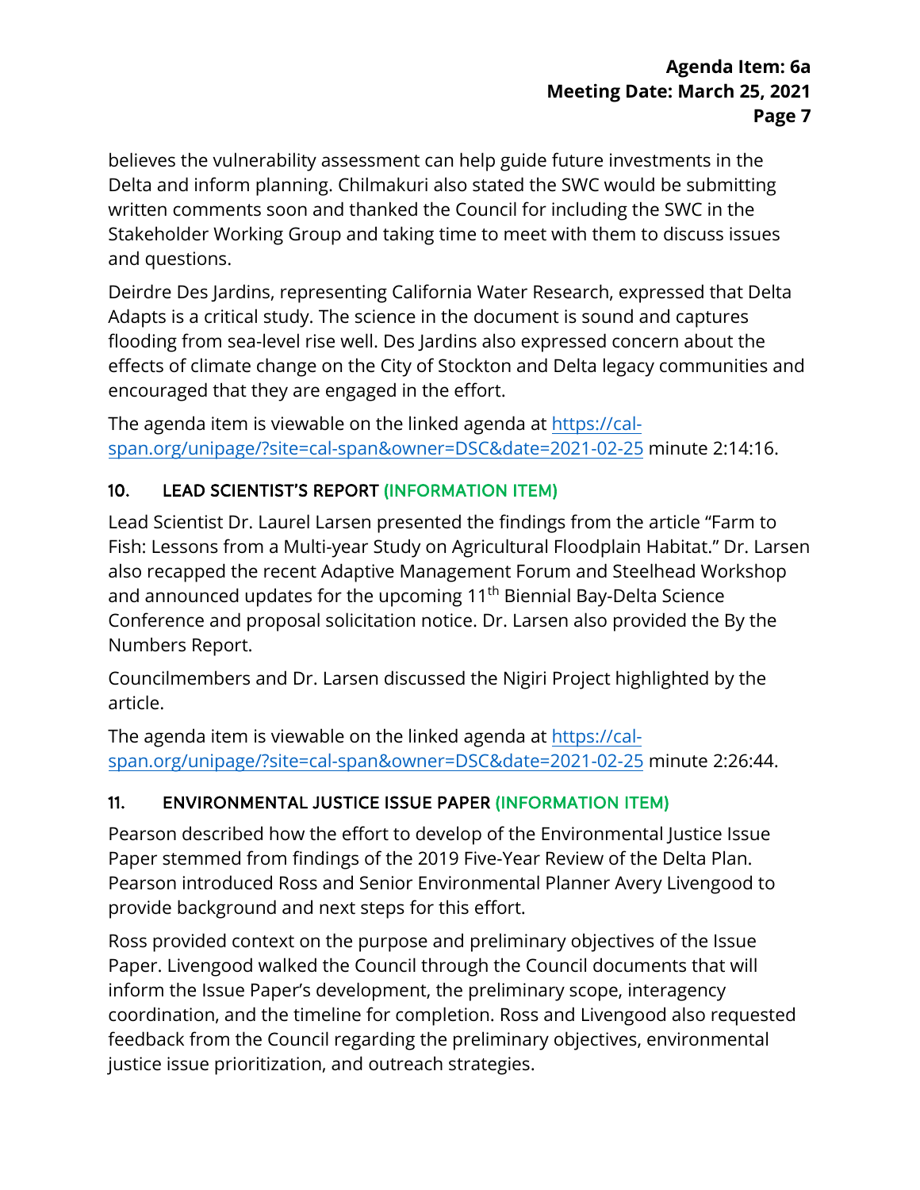believes the vulnerability assessment can help guide future investments in the Delta and inform planning. Chilmakuri also stated the SWC would be submitting written comments soon and thanked the Council for including the SWC in the Stakeholder Working Group and taking time to meet with them to discuss issues and questions.

Deirdre Des Jardins, representing California Water Research, expressed that Delta Adapts is a critical study. The science in the document is sound and captures flooding from sea-level rise well. Des Jardins also expressed concern about the effects of climate change on the City of Stockton and Delta legacy communities and encouraged that they are engaged in the effort.

The agenda item is viewable on the linked agenda at https://cal-span.org/unipage/?site=cal-span&owner=DSC&date=2021-02-25 minute 2:14:16.

## 10. LEAD SCIENTIST'S REPORT (INFORMATION ITEM)

Lead Scientist Dr. Laurel Larsen presented the findings from the article "Farm to Fish: Lessons from a Multi-year Study on Agricultural Floodplain Habitat." Dr. Larsen also recapped the recent Adaptive Management Forum and Steelhead Workshop and announced updates for the upcoming 11th Biennial Bay-Delta Science Conference and proposal solicitation notice. Dr. Larsen also provided the By the Numbers Report.

Councilmembers and Dr. Larsen discussed the Nigiri Project highlighted by the article.

The agenda item is viewable on the linked agenda at https://cal-span.org/unipage/?site=cal-span&owner=DSC&date=2021-02-25 minute 2:26:44.

## 11. ENVIRONMENTAL JUSTICE ISSUE PAPER (INFORMATION ITEM)

Pearson described how the effort to develop of the Environmental Justice Issue Paper stemmed from findings of the 2019 Five-Year Review of the Delta Plan. Pearson introduced Ross and Senior Environmental Planner Avery Livengood to provide background and next steps for this effort.

Ross provided context on the purpose and preliminary objectives of the Issue Paper. Livengood walked the Council through the Council documents that will inform the Issue Paper's development, the preliminary scope, interagency coordination, and the timeline for completion. Ross and Livengood also requested feedback from the Council regarding the preliminary objectives, environmental justice issue prioritization, and outreach strategies.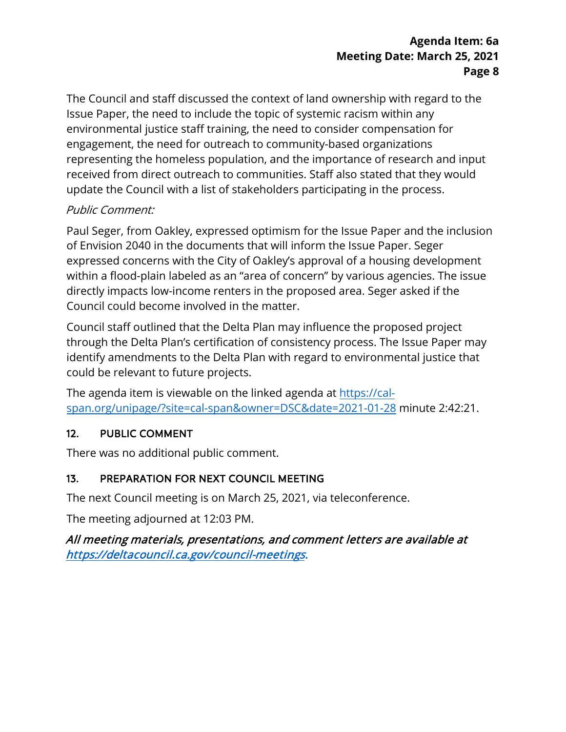The Council and staff discussed the context of land ownership with regard to the Issue Paper, the need to include the topic of systemic racism within any environmental justice staff training, the need to consider compensation for engagement, the need for outreach to community-based organizations representing the homeless population, and the importance of research and input received from direct outreach to communities. Staff also stated that they would update the Council with a list of stakeholders participating in the process.

*Public Comment:*

Paul Seger, from Oakley, expressed optimism for the Issue Paper and the inclusion of Envision 2040 in the documents that will inform the Issue Paper. Seger expressed concerns with the City of Oakley's approval of a housing development within a flood-plain labeled as an "area of concern" by various agencies. The issue directly impacts low-income renters in the proposed area. Seger asked if the Council could become involved in the matter.

Council staff outlined that the Delta Plan may influence the proposed project through the Delta Plan's certification of consistency process. The Issue Paper may identify amendments to the Delta Plan with regard to environmental justice that could be relevant to future projects.

The agenda item is viewable on the linked agenda at [https://cal-span.org/unipage/?site=cal-span&owner=DSC&date=2021-01-28](https://cal-span.org/unipage/?site=cal-span&owner=DSC&date=2021-01-28) minute 2:42:21.

## 12. PUBLIC COMMENT

There was no additional public comment.

## 13. PREPARATION FOR NEXT COUNCIL MEETING

The next Council meeting is on March 25, 2021, via teleconference.

The meeting adjourned at 12:03 PM.

*All meeting materials, presentations, and comment letters are available at [https://deltacouncil.ca.gov/council-meetings](https://deltacouncil.ca.gov/council-meetings).*